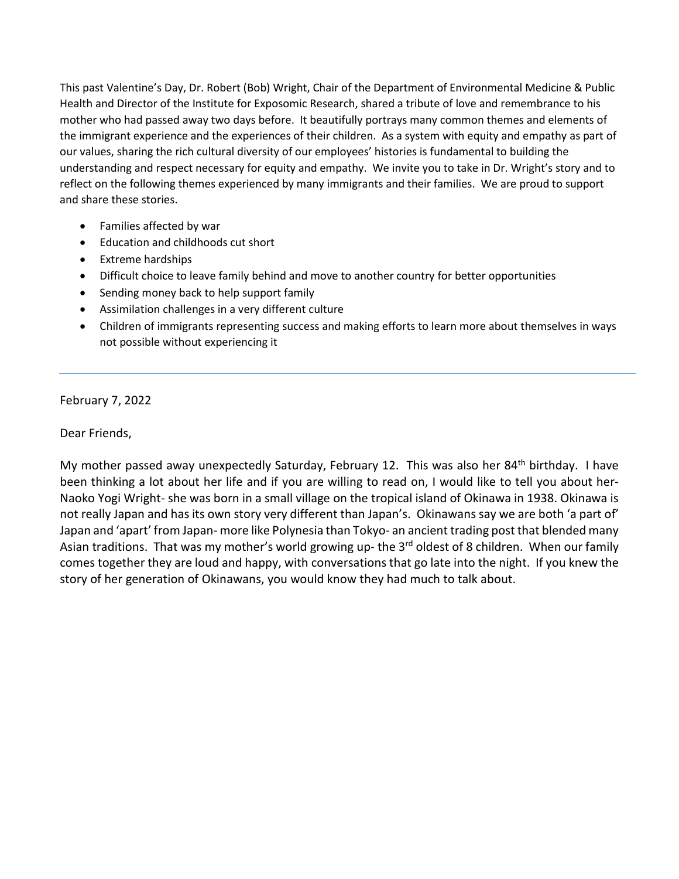This past Valentine's Day, Dr. Robert (Bob) Wright, Chair of the Department of Environmental Medicine & Public Health and Director of the Institute for Exposomic Research, shared a tribute of love and remembrance to his mother who had passed away two days before. It beautifully portrays many common themes and elements of the immigrant experience and the experiences of their children. As a system with equity and empathy as part of our values, sharing the rich cultural diversity of our employees' histories is fundamental to building the understanding and respect necessary for equity and empathy. We invite you to take in Dr. Wright's story and to reflect on the following themes experienced by many immigrants and their families. We are proud to support and share these stories.

- Families affected by war
- Education and childhoods cut short
- Extreme hardships
- Difficult choice to leave family behind and move to another country for better opportunities
- Sending money back to help support family
- Assimilation challenges in a very different culture
- Children of immigrants representing success and making efforts to learn more about themselves in ways not possible without experiencing it

---

February 7, 2022

Dear Friends,

My mother passed away unexpectedly Saturday, February 12. This was also her 84th birthday. I have been thinking a lot about her life and if you are willing to read on, I would like to tell you about her- Naoko Yogi Wright- she was born in a small village on the tropical island of Okinawa in 1938. Okinawa is not really Japan and has its own story very different than Japan's. Okinawans say we are both 'a part of' Japan and 'apart' from Japan- more like Polynesia than Tokyo- an ancient trading post that blended many Asian traditions. That was my mother's world growing up- the 3rd oldest of 8 children. When our family comes together they are loud and happy, with conversations that go late into the night. If you knew the story of her generation of Okinawans, you would know they had much to talk about.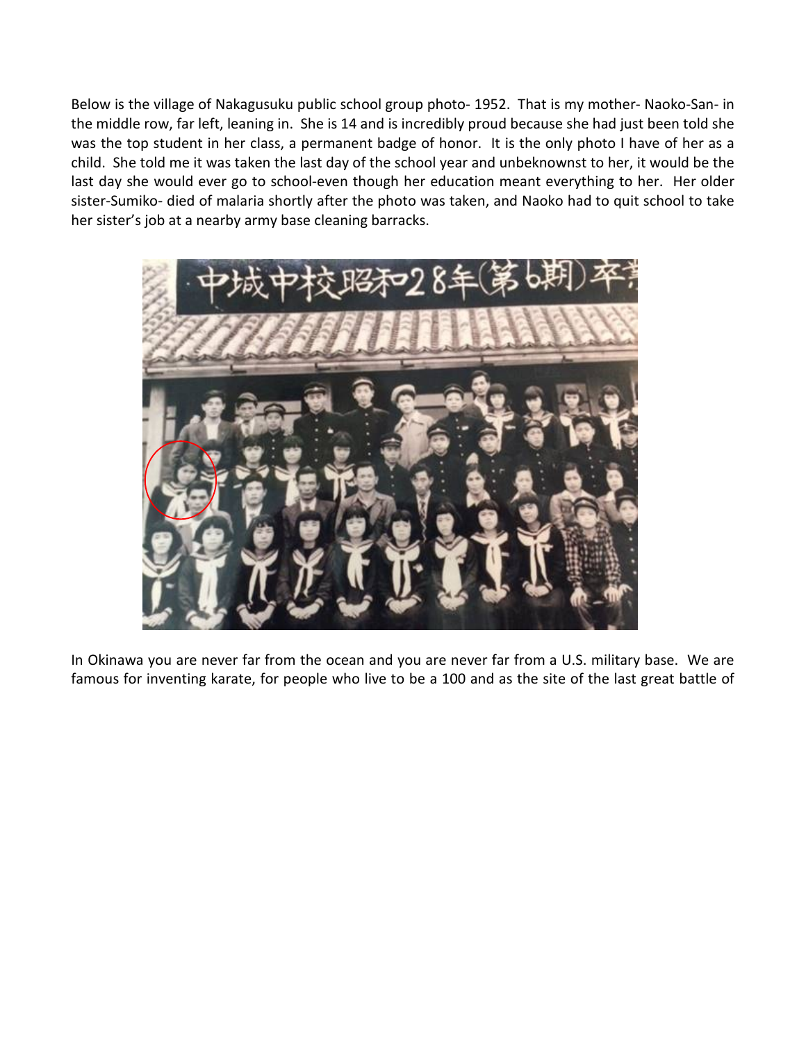Below is the village of Nakagusuku public school group photo- 1952. That is my mother- Naoko-San- in the middle row, far left, leaning in. She is 14 and is incredibly proud because she had just been told she was the top student in her class, a permanent badge of honor. It is the only photo I have of her as a child. She told me it was taken the last day of the school year and unbeknownst to her, it would be the last day she would ever go to school-even though her education meant everything to her. Her older sister-Sumiko- died of malaria shortly after the photo was taken, and Naoko had to quit school to take her sister's job at a nearby army base cleaning barracks.

In Okinawa you are never far from the ocean and you are never far from a U.S. military base. We are famous for inventing karate, for people who live to be a 100 and as the site of the last great battle of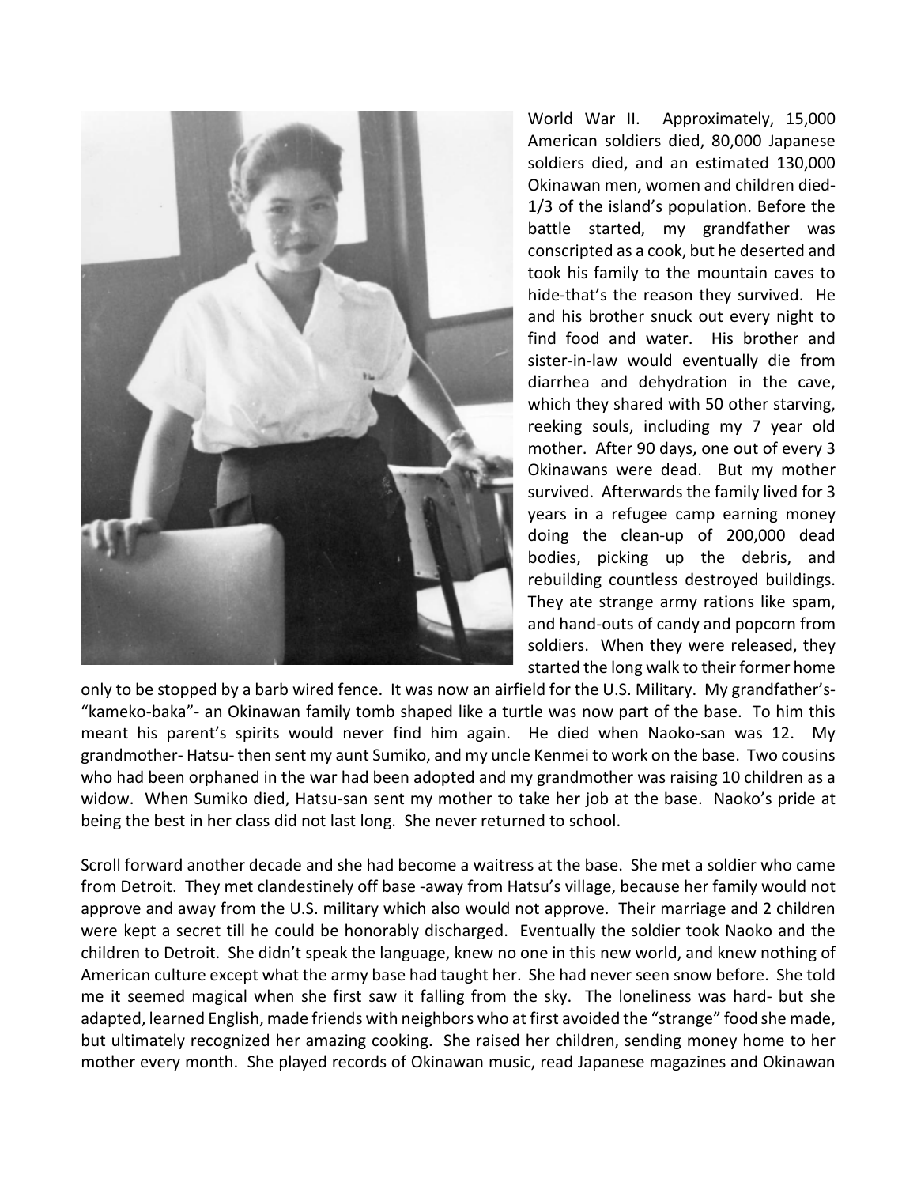World War II. Approximately, 15,000 American soldiers died, 80,000 Japanese soldiers died, and an estimated 130,000 Okinawan men, women and children died- 1/3 of the island's population. Before the battle started, my grandfather was conscripted as a cook, but he deserted and took his family to the mountain caves to hide-that's the reason they survived. He and his brother snuck out every night to find food and water. His brother and sister-in-law would eventually die from diarrhea and dehydration in the cave, which they shared with 50 other starving, reeking souls, including my 7 year old mother. After 90 days, one out of every 3 Okinawans were dead. But my mother survived. Afterwards the family lived for 3 years in a refugee camp earning money doing the clean-up of 200,000 dead bodies, picking up the debris, and rebuilding countless destroyed buildings. They ate strange army rations like spam, and hand-outs of candy and popcorn from soldiers. When they were released, they started the long walk to their former home only to be stopped by a barb wired fence. It was now an airfield for the U.S. Military. My grandfather's- "kameko-baka"- an Okinawan family tomb shaped like a turtle was now part of the base. To him this meant his parent's spirits would never find him again. He died when Naoko-san was 12. My grandmother- Hatsu- then sent my aunt Sumiko, and my uncle Kenmei to work on the base. Two cousins who had been orphaned in the war had been adopted and my grandmother was raising 10 children as a widow. When Sumiko died, Hatsu-san sent my mother to take her job at the base. Naoko's pride at being the best in her class did not last long. She never returned to school.

Scroll forward another decade and she had become a waitress at the base. She met a soldier who came from Detroit. They met clandestinely off base -away from Hatsu's village, because her family would not approve and away from the U.S. military which also would not approve. Their marriage and 2 children were kept a secret till he could be honorably discharged. Eventually the soldier took Naoko and the children to Detroit. She didn't speak the language, knew no one in this new world, and knew nothing of American culture except what the army base had taught her. She had never seen snow before. She told me it seemed magical when she first saw it falling from the sky. The loneliness was hard- but she adapted, learned English, made friends with neighbors who at first avoided the "strange" food she made, but ultimately recognized her amazing cooking. She raised her children, sending money home to her mother every month. She played records of Okinawan music, read Japanese magazines and Okinawan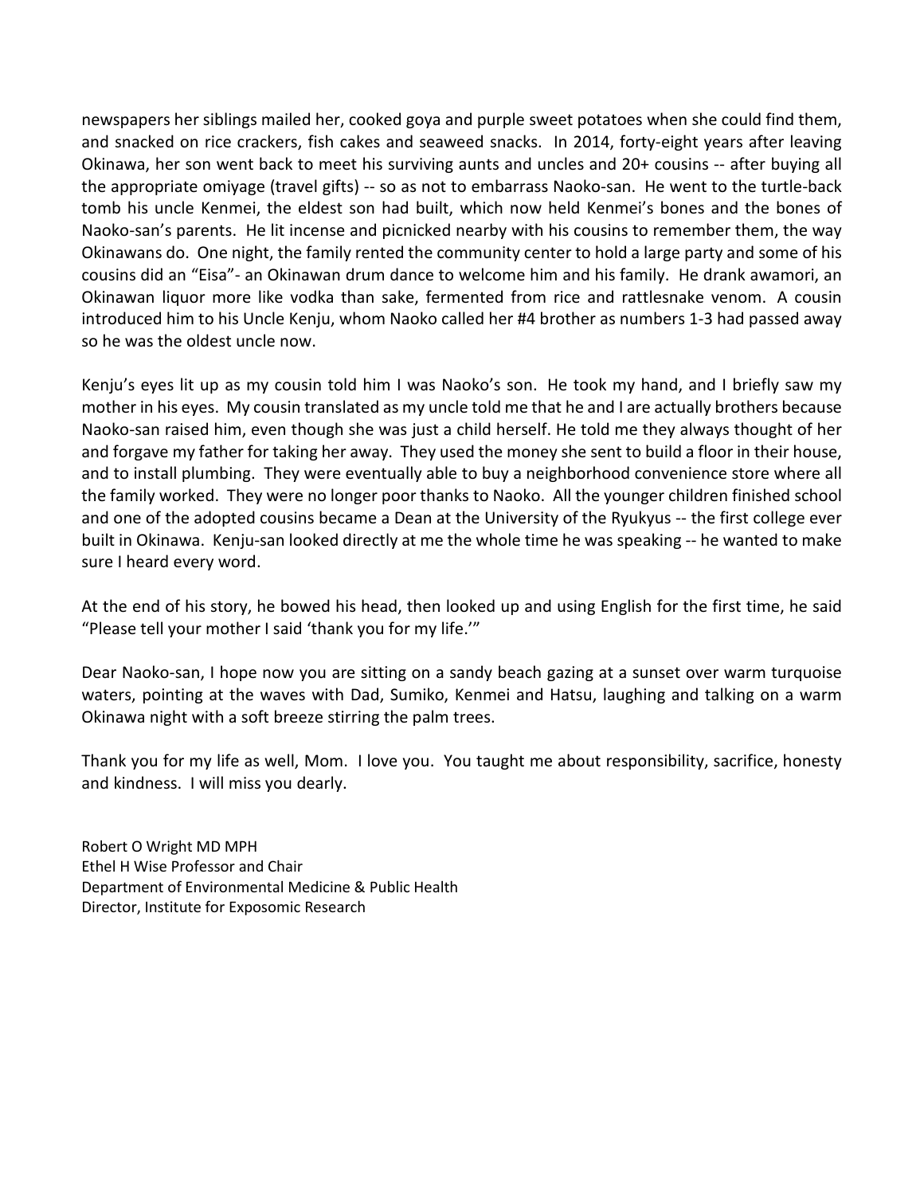newspapers her siblings mailed her, cooked goya and purple sweet potatoes when she could find them, and snacked on rice crackers, fish cakes and seaweed snacks. In 2014, forty-eight years after leaving Okinawa, her son went back to meet his surviving aunts and uncles and 20+ cousins -- after buying all the appropriate omiyage (travel gifts) -- so as not to embarrass Naoko-san. He went to the turtle-back tomb his uncle Kenmei, the eldest son had built, which now held Kenmei's bones and the bones of Naoko-san's parents. He lit incense and picnicked nearby with his cousins to remember them, the way Okinawans do. One night, the family rented the community center to hold a large party and some of his cousins did an "Eisa"- an Okinawan drum dance to welcome him and his family. He drank awamori, an Okinawan liquor more like vodka than sake, fermented from rice and rattlesnake venom. A cousin introduced him to his Uncle Kenju, whom Naoko called her #4 brother as numbers 1-3 had passed away so he was the oldest uncle now.

Kenju's eyes lit up as my cousin told him I was Naoko's son. He took my hand, and I briefly saw my mother in his eyes. My cousin translated as my uncle told me that he and I are actually brothers because Naoko-san raised him, even though she was just a child herself. He told me they always thought of her and forgave my father for taking her away. They used the money she sent to build a floor in their house, and to install plumbing. They were eventually able to buy a neighborhood convenience store where all the family worked. They were no longer poor thanks to Naoko. All the younger children finished school and one of the adopted cousins became a Dean at the University of the Ryukyus -- the first college ever built in Okinawa. Kenju-san looked directly at me the whole time he was speaking -- he wanted to make sure I heard every word.

At the end of his story, he bowed his head, then looked up and using English for the first time, he said "Please tell your mother I said 'thank you for my life.'"

Dear Naoko-san, I hope now you are sitting on a sandy beach gazing at a sunset over warm turquoise waters, pointing at the waves with Dad, Sumiko, Kenmei and Hatsu, laughing and talking on a warm Okinawa night with a soft breeze stirring the palm trees.

Thank you for my life as well, Mom. I love you. You taught me about responsibility, sacrifice, honesty and kindness. I will miss you dearly.

Robert O Wright MD MPH
Ethel H Wise Professor and Chair
Department of Environmental Medicine & Public Health
Director, Institute for Exposomic Research